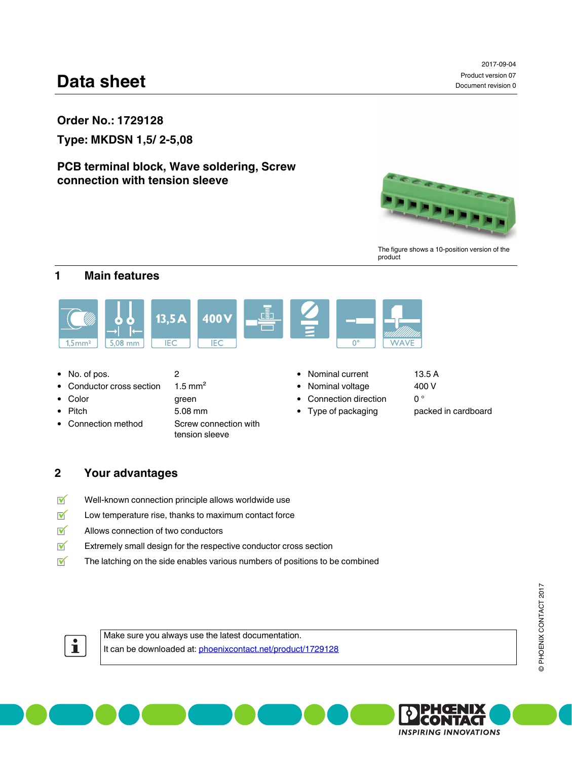# Data sheet

2017-09-04
Product version 07
Document revision 0

**Order No.: 1729128**

**Type: MKDSN 1,5/ 2-5,08**

**PCB terminal block, Wave soldering, Screw connection with tension sleeve**

The figure shows a 10-position version of the product

## 1 Main features

- No. of pos. 2
- Conductor cross section 1.5 mm²
- Color green
- Pitch 5.08 mm
- Connection method Screw connection with tension sleeve
- Nominal current 13.5 A
- Nominal voltage 400 V
- Connection direction 0 °
- Type of packaging packed in cardboard

## 2 Your advantages

- Well-known connection principle allows worldwide use
- Low temperature rise, thanks to maximum contact force
- Allows connection of two conductors
- Extremely small design for the respective conductor cross section
- The latching on the side enables various numbers of positions to be combined

Make sure you always use the latest documentation.
It can be downloaded at: phoenixcontact.net/product/1729128

© PHOENIX CONTACT 2017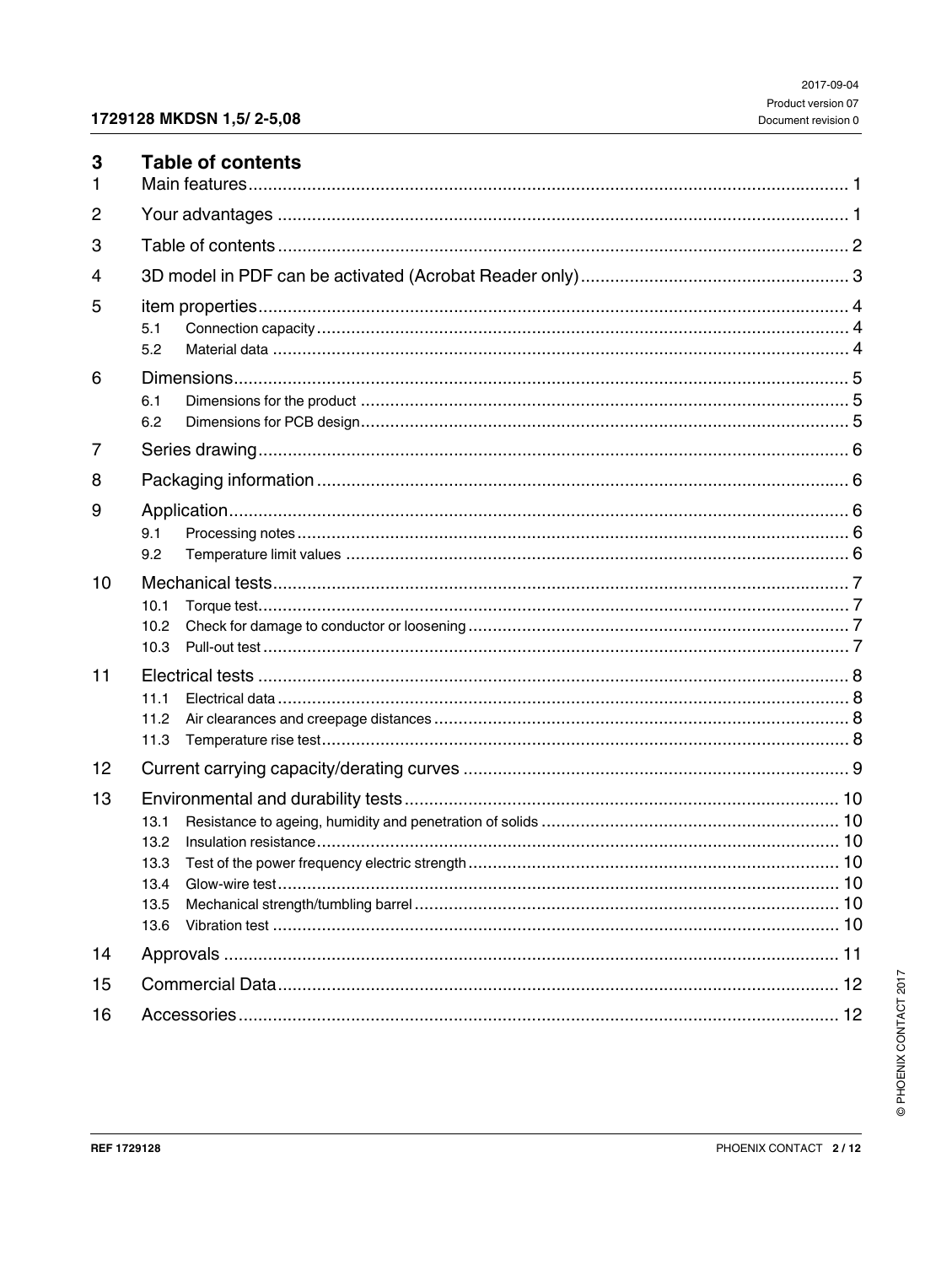# 3 Table of contents

1 Main features ... 1

2 Your advantages ... 1

3 Table of contents ... 2

4 3D model in PDF can be activated (Acrobat Reader only) ... 3

5 item properties ... 4
- 5.1 Connection capacity ... 4
- 5.2 Material data ... 4

6 Dimensions ... 5
- 6.1 Dimensions for the product ... 5
- 6.2 Dimensions for PCB design ... 5

7 Series drawing ... 6

8 Packaging information ... 6

9 Application ... 6
- 9.1 Processing notes ... 6
- 9.2 Temperature limit values ... 6

10 Mechanical tests ... 7
- 10.1 Torque test ... 7
- 10.2 Check for damage to conductor or loosening ... 7
- 10.3 Pull-out test ... 7

11 Electrical tests ... 8
- 11.1 Electrical data ... 8
- 11.2 Air clearances and creepage distances ... 8
- 11.3 Temperature rise test ... 8

12 Current carrying capacity/derating curves ... 9

13 Environmental and durability tests ... 10
- 13.1 Resistance to ageing, humidity and penetration of solids ... 10
- 13.2 Insulation resistance ... 10
- 13.3 Test of the power frequency electric strength ... 10
- 13.4 Glow-wire test ... 10
- 13.5 Mechanical strength/tumbling barrel ... 10
- 13.6 Vibration test ... 10

14 Approvals ... 11

15 Commercial Data ... 12

16 Accessories ... 12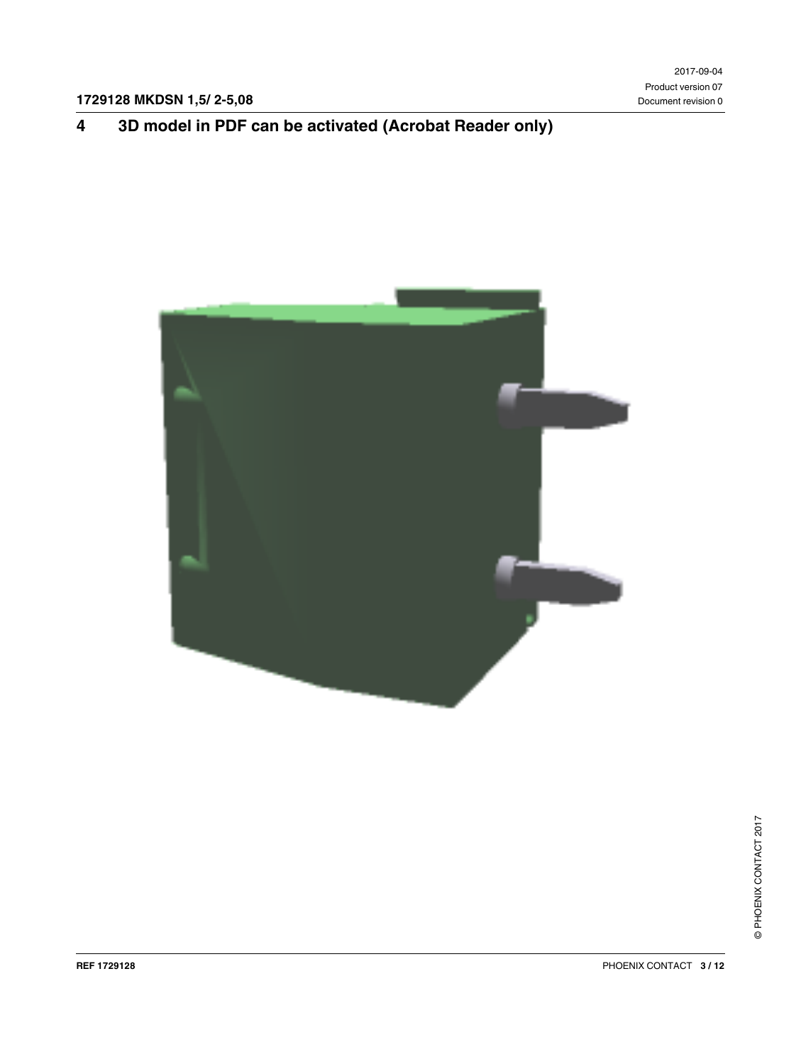# 4 3D model in PDF can be activated (Acrobat Reader only)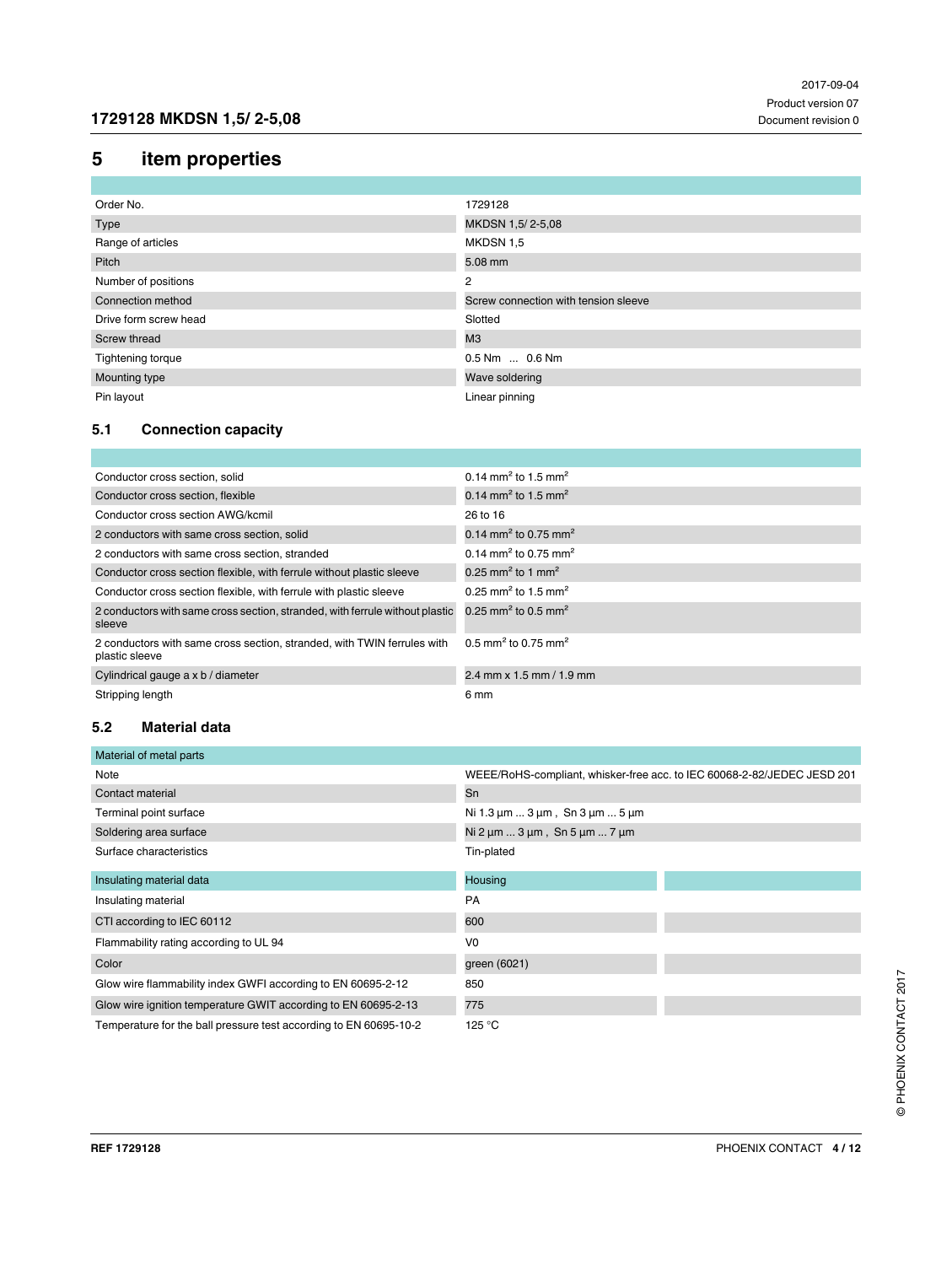## 5 item properties

| | |
|---|---|
| Order No. | 1729128 |
| Type | MKDSN 1,5/ 2-5,08 |
| Range of articles | MKDSN 1,5 |
| Pitch | 5.08 mm |
| Number of positions | 2 |
| Connection method | Screw connection with tension sleeve |
| Drive form screw head | Slotted |
| Screw thread | M3 |
| Tightening torque | 0.5 Nm ... 0.6 Nm |
| Mounting type | Wave soldering |
| Pin layout | Linear pinning |

### 5.1 Connection capacity

| | |
|---|---|
| Conductor cross section, solid | 0.14 mm² to 1.5 mm² |
| Conductor cross section, flexible | 0.14 mm² to 1.5 mm² |
| Conductor cross section AWG/kcmil | 26 to 16 |
| 2 conductors with same cross section, solid | 0.14 mm² to 0.75 mm² |
| 2 conductors with same cross section, stranded | 0.14 mm² to 0.75 mm² |
| Conductor cross section flexible, with ferrule without plastic sleeve | 0.25 mm² to 1 mm² |
| Conductor cross section flexible, with ferrule with plastic sleeve | 0.25 mm² to 1.5 mm² |
| 2 conductors with same cross section, stranded, with ferrule without plastic sleeve | 0.25 mm² to 0.5 mm² |
| 2 conductors with same cross section, stranded, with TWIN ferrules with plastic sleeve | 0.5 mm² to 0.75 mm² |
| Cylindrical gauge a x b / diameter | 2.4 mm x 1.5 mm / 1.9 mm |
| Stripping length | 6 mm |

### 5.2 Material data

| Material of metal parts | |
|---|---|
| Note | WEEE/RoHS-compliant, whisker-free acc. to IEC 60068-2-82/JEDEC JESD 201 |
| Contact material | Sn |
| Terminal point surface | Ni 1.3 µm ... 3 µm , Sn 3 µm ... 5 µm |
| Soldering area surface | Ni 2 µm ... 3 µm , Sn 5 µm ... 7 µm |
| Surface characteristics | Tin-plated |

| Insulating material data | Housing | |
|---|---|---|
| Insulating material | PA | |
| CTI according to IEC 60112 | 600 | |
| Flammability rating according to UL 94 | V0 | |
| Color | green (6021) | |
| Glow wire flammability index GWFI according to EN 60695-2-12 | 850 | |
| Glow wire ignition temperature GWIT according to EN 60695-2-13 | 775 | |
| Temperature for the ball pressure test according to EN 60695-10-2 | 125 °C | |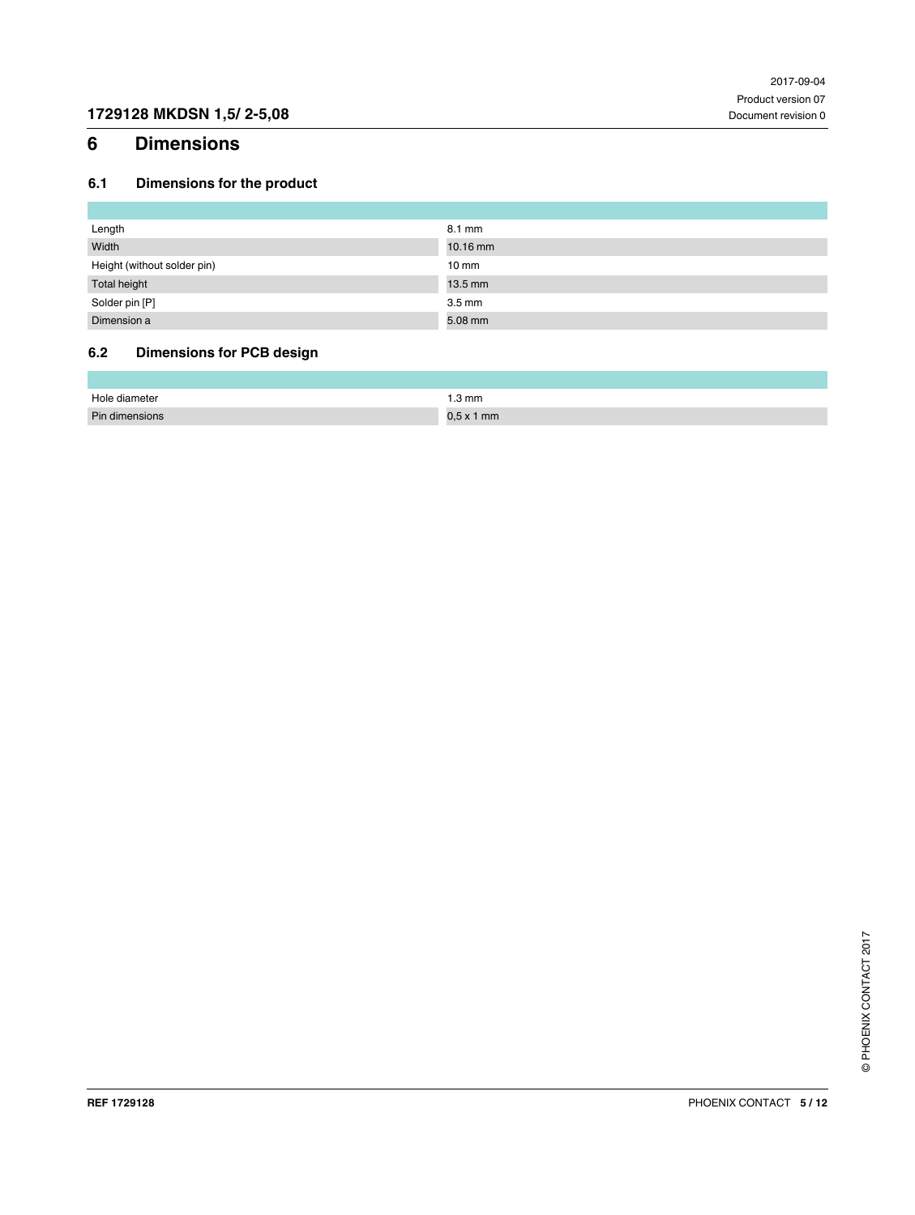# 6 Dimensions

## 6.1 Dimensions for the product

| | |
|---|---|
| Length | 8.1 mm |
| Width | 10.16 mm |
| Height (without solder pin) | 10 mm |
| Total height | 13.5 mm |
| Solder pin [P] | 3.5 mm |
| Dimension a | 5.08 mm |

## 6.2 Dimensions for PCB design

| | |
|---|---|
| Hole diameter | 1.3 mm |
| Pin dimensions | 0,5 x 1 mm |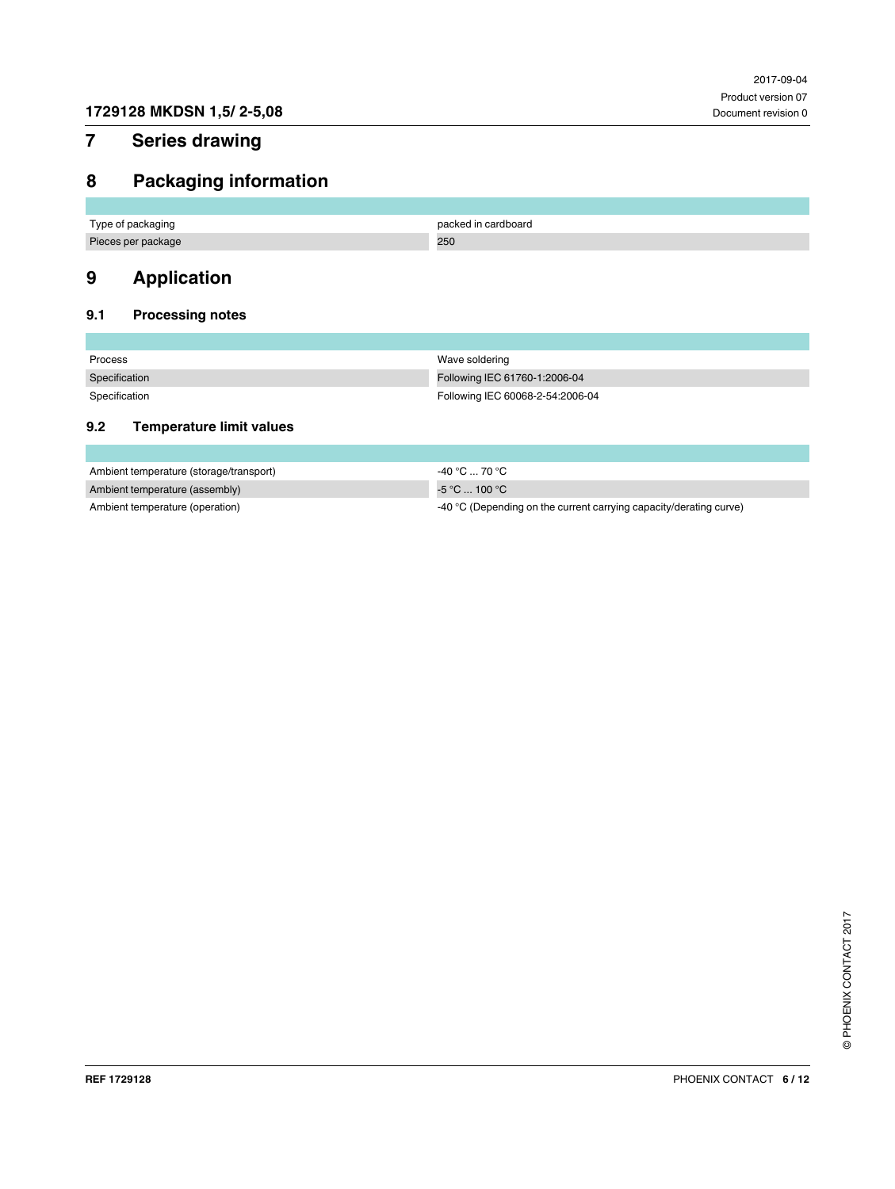## 7 Series drawing

## 8 Packaging information

| | |
|---|---|
| Type of packaging | packed in cardboard |
| Pieces per package | 250 |

## 9 Application

### 9.1 Processing notes

| | |
|---|---|
| Process | Wave soldering |
| Specification | Following IEC 61760-1:2006-04 |
| Specification | Following IEC 60068-2-54:2006-04 |

### 9.2 Temperature limit values

| | |
|---|---|
| Ambient temperature (storage/transport) | -40 °C ... 70 °C |
| Ambient temperature (assembly) | -5 °C ... 100 °C |
| Ambient temperature (operation) | -40 °C (Depending on the current carrying capacity/derating curve) |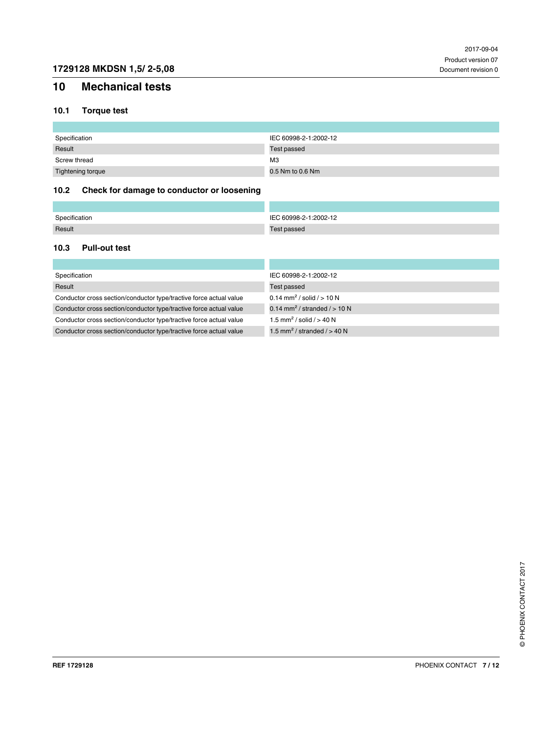# 10 Mechanical tests

## 10.1 Torque test

| | |
|---|---|
| Specification | IEC 60998-2-1:2002-12 |
| Result | Test passed |
| Screw thread | M3 |
| Tightening torque | 0.5 Nm to 0.6 Nm |

## 10.2 Check for damage to conductor or loosening

| | |
|---|---|
| Specification | IEC 60998-2-1:2002-12 |
| Result | Test passed |

## 10.3 Pull-out test

| | |
|---|---|
| Specification | IEC 60998-2-1:2002-12 |
| Result | Test passed |
| Conductor cross section/conductor type/tractive force actual value | 0.14 mm² / solid / > 10 N |
| Conductor cross section/conductor type/tractive force actual value | 0.14 mm² / stranded / > 10 N |
| Conductor cross section/conductor type/tractive force actual value | 1.5 mm² / solid / > 40 N |
| Conductor cross section/conductor type/tractive force actual value | 1.5 mm² / stranded / > 40 N |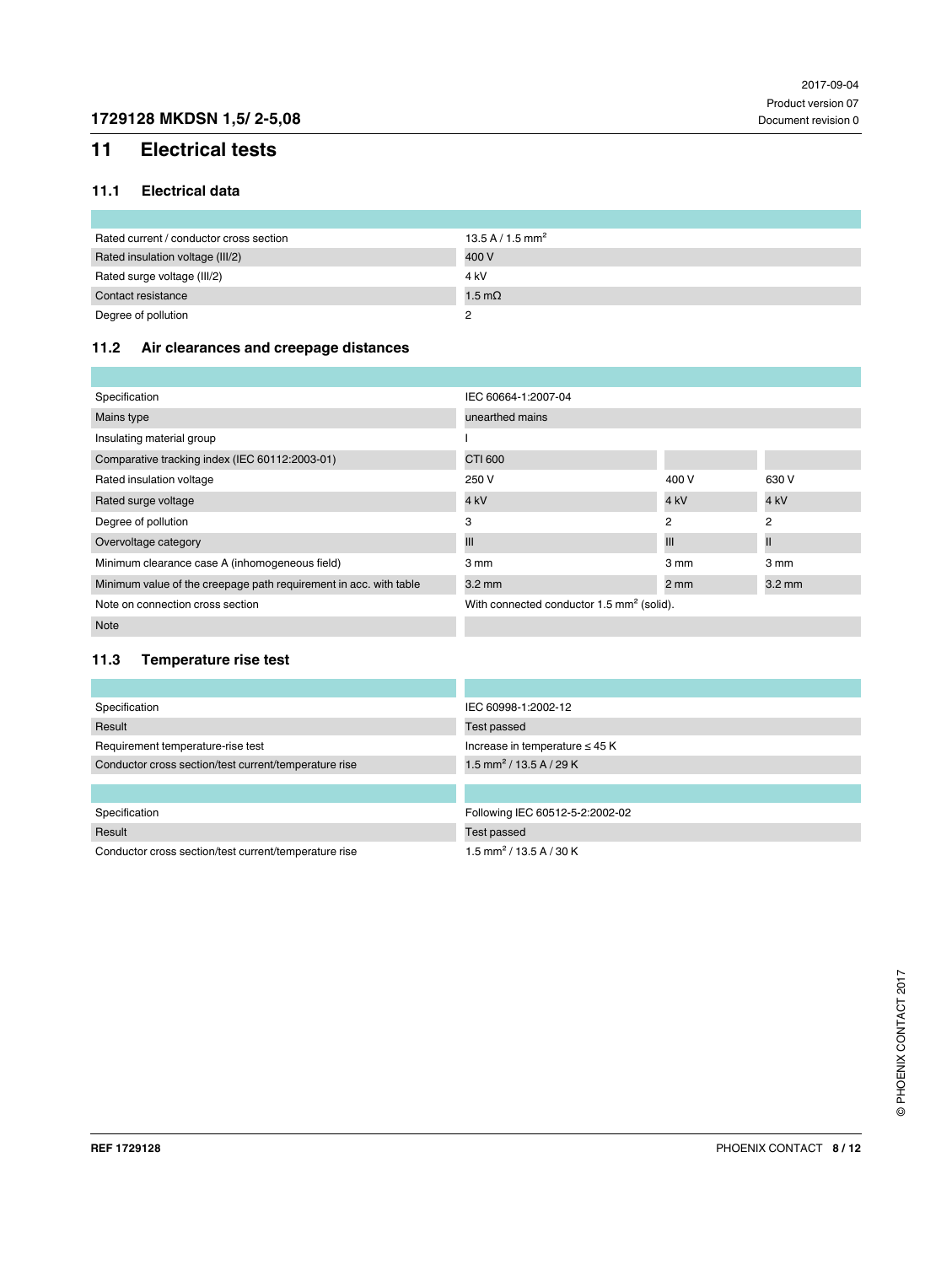# 11 Electrical tests

## 11.1 Electrical data

| | |
|---|---|
| Rated current / conductor cross section | 13.5 A / 1.5 mm² |
| Rated insulation voltage (III/2) | 400 V |
| Rated surge voltage (III/2) | 4 kV |
| Contact resistance | 1.5 mΩ |
| Degree of pollution | 2 |

## 11.2 Air clearances and creepage distances

| | | | |
|---|---|---|---|
| Specification | IEC 60664-1:2007-04 | | |
| Mains type | unearthed mains | | |
| Insulating material group | I | | |
| Comparative tracking index (IEC 60112:2003-01) | CTI 600 | | |
| Rated insulation voltage | 250 V | 400 V | 630 V |
| Rated surge voltage | 4 kV | 4 kV | 4 kV |
| Degree of pollution | 3 | 2 | 2 |
| Overvoltage category | III | III | II |
| Minimum clearance case A (inhomogeneous field) | 3 mm | 3 mm | 3 mm |
| Minimum value of the creepage path requirement in acc. with table | 3.2 mm | 2 mm | 3.2 mm |
| Note on connection cross section | With connected conductor 1.5 mm² (solid). | | |
| Note | | | |

## 11.3 Temperature rise test

| | |
|---|---|
| Specification | IEC 60998-1:2002-12 |
| Result | Test passed |
| Requirement temperature-rise test | Increase in temperature ≤ 45 K |
| Conductor cross section/test current/temperature rise | 1.5 mm² / 13.5 A / 29 K |

| | |
|---|---|
| Specification | Following IEC 60512-5-2:2002-02 |
| Result | Test passed |
| Conductor cross section/test current/temperature rise | 1.5 mm² / 13.5 A / 30 K |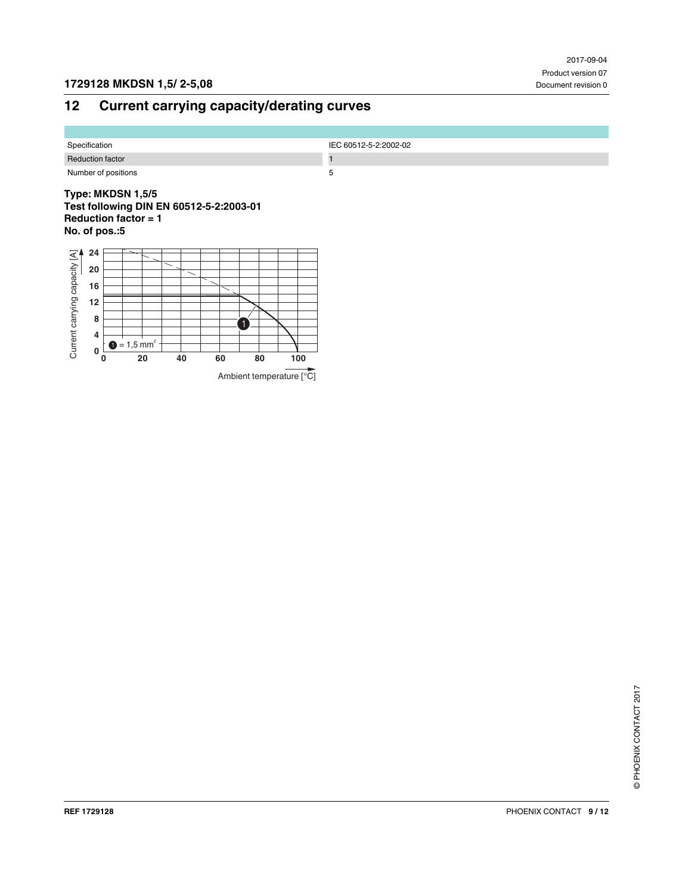## 12 Current carrying capacity/derating curves

| | |
|---|---|
| Specification | IEC 60512-5-2:2002-02 |
| Reduction factor | 1 |
| Number of positions | 5 |

**Type: MKDSN 1,5/5**
**Test following DIN EN 60512-5-2:2003-01**
**Reduction factor = 1**
**No. of pos.:5**

Current carrying capacity [A]

① = 1,5 $mm^2$

Ambient temperature [°C]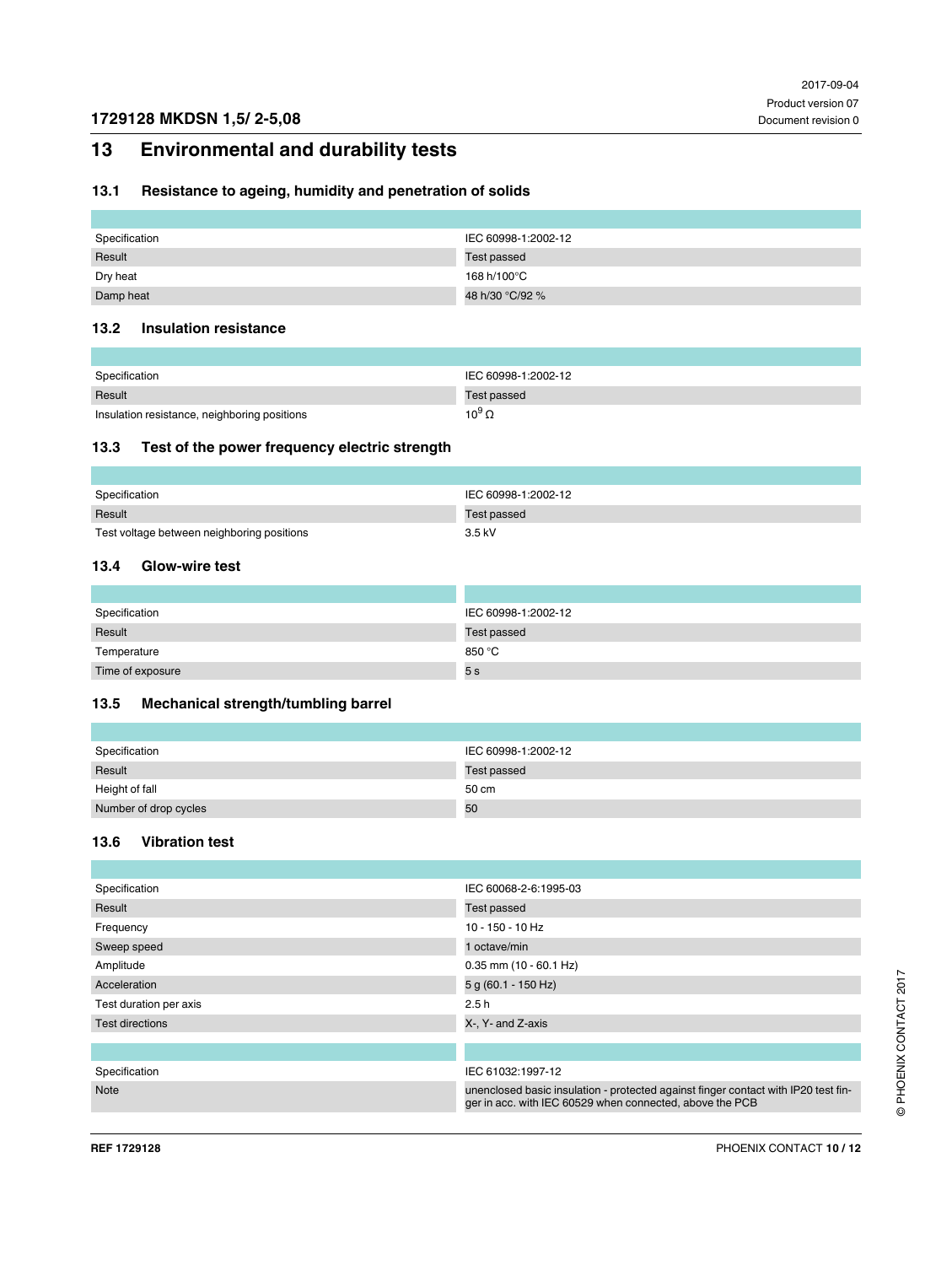## 13 Environmental and durability tests

### 13.1 Resistance to ageing, humidity and penetration of solids

| | |
|---|---|
| Specification | IEC 60998-1:2002-12 |
| Result | Test passed |
| Dry heat | 168 h/100°C |
| Damp heat | 48 h/30 °C/92 % |

### 13.2 Insulation resistance

| | |
|---|---|
| Specification | IEC 60998-1:2002-12 |
| Result | Test passed |
| Insulation resistance, neighboring positions | $10^9$ Ω |

### 13.3 Test of the power frequency electric strength

| | |
|---|---|
| Specification | IEC 60998-1:2002-12 |
| Result | Test passed |
| Test voltage between neighboring positions | 3.5 kV |

### 13.4 Glow-wire test

| | |
|---|---|
| Specification | IEC 60998-1:2002-12 |
| Result | Test passed |
| Temperature | 850 °C |
| Time of exposure | 5 s |

### 13.5 Mechanical strength/tumbling barrel

| | |
|---|---|
| Specification | IEC 60998-1:2002-12 |
| Result | Test passed |
| Height of fall | 50 cm |
| Number of drop cycles | 50 |

### 13.6 Vibration test

| | |
|---|---|
| Specification | IEC 60068-2-6:1995-03 |
| Result | Test passed |
| Frequency | 10 - 150 - 10 Hz |
| Sweep speed | 1 octave/min |
| Amplitude | 0.35 mm (10 - 60.1 Hz) |
| Acceleration | 5 g (60.1 - 150 Hz) |
| Test duration per axis | 2.5 h |
| Test directions | X-, Y- and Z-axis |

| | |
|---|---|
| Specification | IEC 61032:1997-12 |
| Note | unenclosed basic insulation - protected against finger contact with IP20 test finger in acc. with IEC 60529 when connected, above the PCB |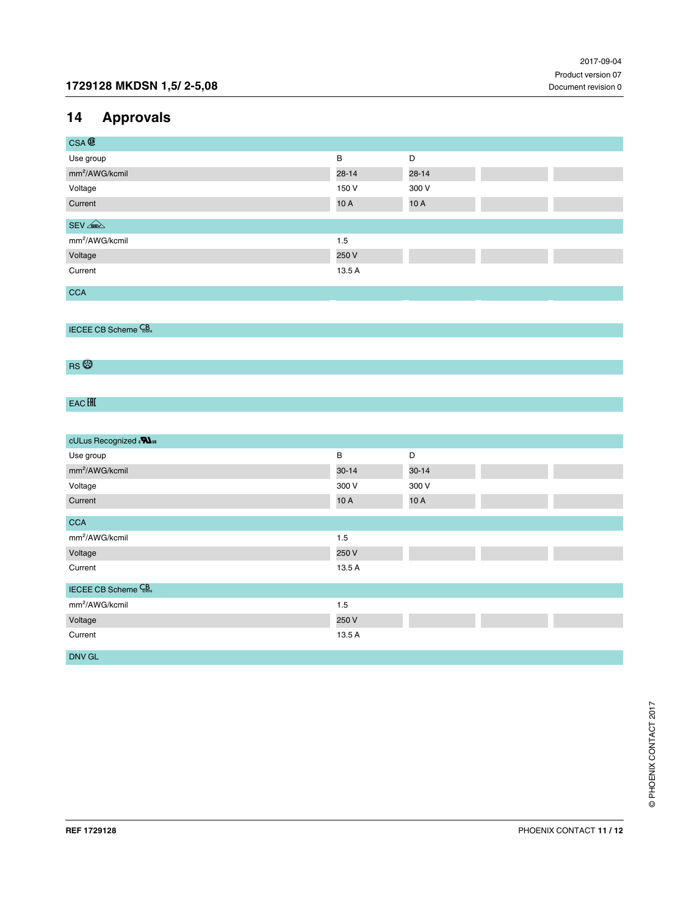## 14 Approvals

| CSA | | | | |
|---|---|---|---|---|
| Use group | B | D | | |
| mm²/AWG/kcmil | 28-14 | 28-14 | | |
| Voltage | 150 V | 300 V | | |
| Current | 10 A | 10 A | | |

| SEV | | | | |
|---|---|---|---|---|
| mm²/AWG/kcmil | 1.5 | | | |
| Voltage | 250 V | | | |
| Current | 13.5 A | | | |

CCA

IECEE CB Scheme

RS

EAC

| cULus Recognized | | | | |
|---|---|---|---|---|
| Use group | B | D | | |
| mm²/AWG/kcmil | 30-14 | 30-14 | | |
| Voltage | 300 V | 300 V | | |
| Current | 10 A | 10 A | | |

| CCA | | | | |
|---|---|---|---|---|
| mm²/AWG/kcmil | 1.5 | | | |
| Voltage | 250 V | | | |
| Current | 13.5 A | | | |

| IECEE CB Scheme | | | | |
|---|---|---|---|---|
| mm²/AWG/kcmil | 1.5 | | | |
| Voltage | 250 V | | | |
| Current | 13.5 A | | | |

DNV GL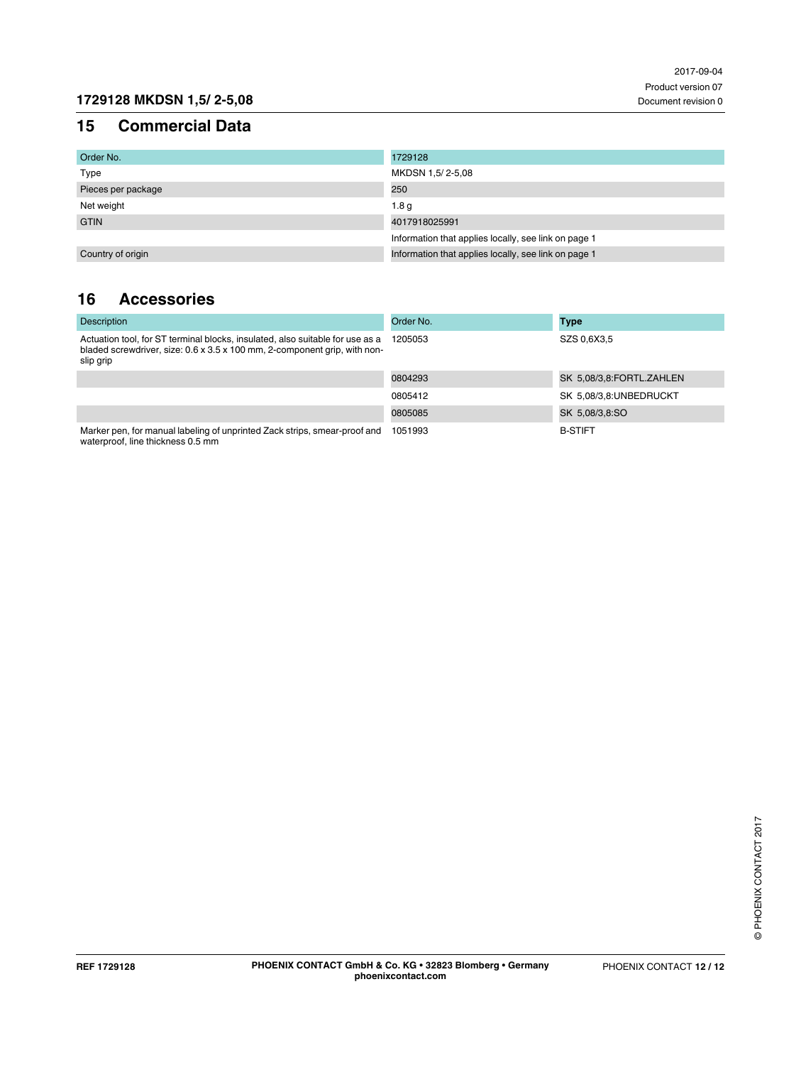## 15 Commercial Data

| | |
|---|---|
| Order No. | 1729128 |
| Type | MKDSN 1,5/ 2-5,08 |
| Pieces per package | 250 |
| Net weight | 1.8 g |
| GTIN | 4017918025991 |
| | Information that applies locally, see link on page 1 |
| Country of origin | Information that applies locally, see link on page 1 |

## 16 Accessories

| Description | Order No. | Type |
|---|---|---|
| Actuation tool, for ST terminal blocks, insulated, also suitable for use as a bladed screwdriver, size: 0.6 x 3.5 x 100 mm, 2-component grip, with non-slip grip | 1205053 | SZS 0,6X3,5 |
| | 0804293 | SK 5,08/3,8:FORTL.ZAHLEN |
| | 0805412 | SK 5,08/3,8:UNBEDRUCKT |
| | 0805085 | SK 5,08/3,8:SO |
| Marker pen, for manual labeling of unprinted Zack strips, smear-proof and waterproof, line thickness 0.5 mm | 1051993 | B-STIFT |